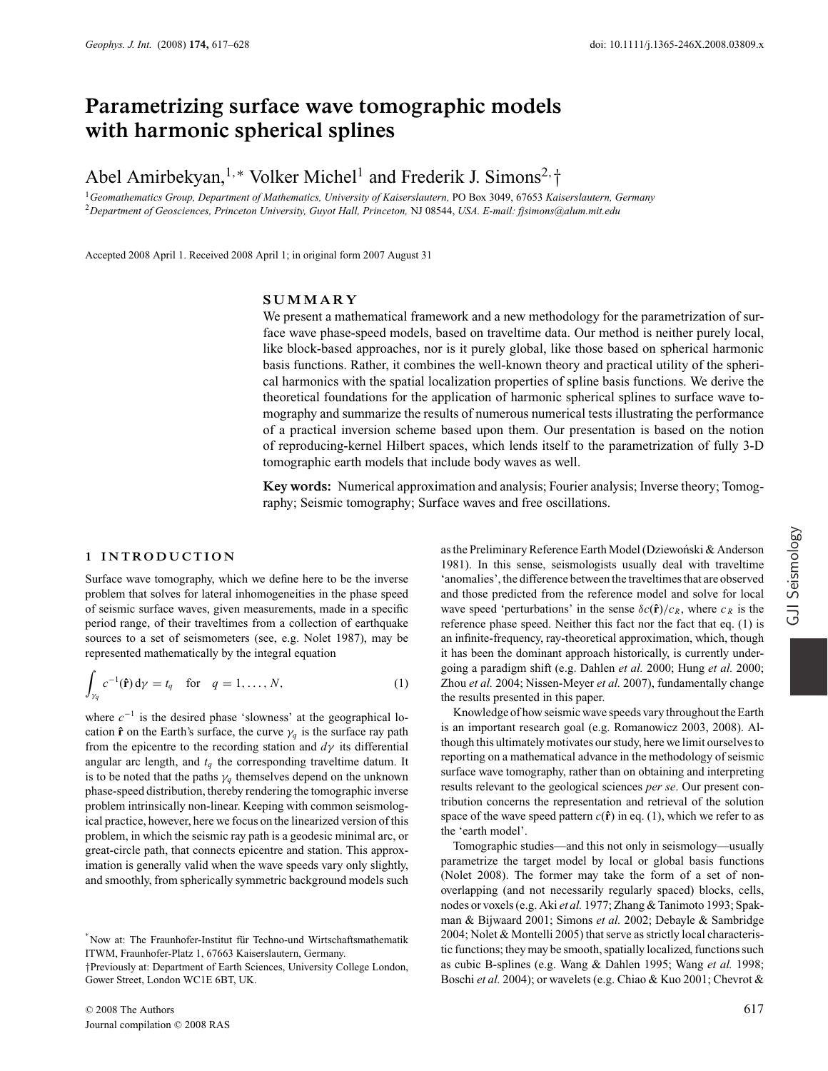# Parametrizing surface wave tomographic models with harmonic spherical splines

Abel Amirbekyan,[1,*] Volker Michel[1] and Frederik J. Simons[2,†]

[1]Geomathematics Group, Department of Mathematics, University of Kaiserslautern, PO Box 3049, 67653 Kaiserslautern, Germany
[2]Department of Geosciences, Princeton University, Guyot Hall, Princeton, NJ 08544, USA. E-mail: fjsimons@alum.mit.edu

Accepted 2008 April 1. Received 2008 April 1; in original form 2007 August 31

## SUMMARY

We present a mathematical framework and a new methodology for the parametrization of surface wave phase-speed models, based on traveltime data. Our method is neither purely local, like block-based approaches, nor is it purely global, like those based on spherical harmonic basis functions. Rather, it combines the well-known theory and practical utility of the spherical harmonics with the spatial localization properties of spline basis functions. We derive the theoretical foundations for the application of harmonic spherical splines to surface wave tomography and summarize the results of numerous numerical tests illustrating the performance of a practical inversion scheme based upon them. Our presentation is based on the notion of reproducing-kernel Hilbert spaces, which lends itself to the parametrization of fully 3-D tomographic earth models that include body waves as well.

**Key words:** Numerical approximation and analysis; Fourier analysis; Inverse theory; Tomography; Seismic tomography; Surface waves and free oscillations.

## 1 INTRODUCTION

Surface wave tomography, which we define here to be the inverse problem that solves for lateral inhomogeneities in the phase speed of seismic surface waves, given measurements, made in a specific period range, of their traveltimes from a collection of earthquake sources to a set of seismometers (see, e.g. Nolet 1987), may be represented mathematically by the integral equation

$$\int_{\gamma_q} c^{-1}(\hat{\mathbf{r}})\,\mathrm{d}\gamma = t_q \quad \text{for} \quad q = 1, \ldots, N, \tag{1}$$

where $c^{-1}$ is the desired phase 'slowness' at the geographical location $\hat{\mathbf{r}}$ on the Earth's surface, the curve $\gamma_q$ is the surface ray path from the epicentre to the recording station and $d\gamma$ its differential angular arc length, and $t_q$ the corresponding traveltime datum. It is to be noted that the paths $\gamma_q$ themselves depend on the unknown phase-speed distribution, thereby rendering the tomographic inverse problem intrinsically non-linear. Keeping with common seismological practice, however, here we focus on the linearized version of this problem, in which the seismic ray path is a geodesic minimal arc, or great-circle path, that connects epicentre and station. This approximation is generally valid when the wave speeds vary only slightly, and smoothly, from spherically symmetric background models such as the Preliminary Reference Earth Model (Dziewoński & Anderson 1981). In this sense, seismologists usually deal with traveltime 'anomalies', the difference between the traveltimes that are observed and those predicted from the reference model and solve for local wave speed 'perturbations' in the sense $\delta c(\hat{\mathbf{r}})/c_R$, where $c_R$ is the reference phase speed. Neither this fact nor the fact that eq. (1) is an infinite-frequency, ray-theoretical approximation, which, though it has been the dominant approach historically, is currently undergoing a paradigm shift (e.g. Dahlen *et al.* 2000; Hung *et al.* 2000; Zhou *et al.* 2004; Nissen-Meyer *et al.* 2007), fundamentally change the results presented in this paper.

Knowledge of how seismic wave speeds vary throughout the Earth is an important research goal (e.g. Romanowicz 2003, 2008). Although this ultimately motivates our study, here we limit ourselves to reporting on a mathematical advance in the methodology of seismic surface wave tomography, rather than on obtaining and interpreting results relevant to the geological sciences *per se*. Our present contribution concerns the representation and retrieval of the solution space of the wave speed pattern $c(\hat{\mathbf{r}})$ in eq. (1), which we refer to as the 'earth model'.

Tomographic studies—and this not only in seismology—usually parametrize the target model by local or global basis functions (Nolet 2008). The former may take the form of a set of non-overlapping (and not necessarily regularly spaced) blocks, cells, nodes or voxels (e.g. Aki *et al.* 1977; Zhang & Tanimoto 1993; Spakman & Bijwaard 2001; Simons *et al.* 2002; Debayle & Sambridge 2004; Nolet & Montelli 2005) that serve as strictly local characteristic functions; they may be smooth, spatially localized, functions such as cubic B-splines (e.g. Wang & Dahlen 1995; Wang *et al.* 1998; Boschi *et al.* 2004); or wavelets (e.g. Chiao & Kuo 2001; Chevrot &

*Now at: The Fraunhofer-Institut für Techno-und Wirtschaftsmathematik ITWM, Fraunhofer-Platz 1, 67663 Kaiserslautern, Germany.
†Previously at: Department of Earth Sciences, University College London, Gower Street, London WC1E 6BT, UK.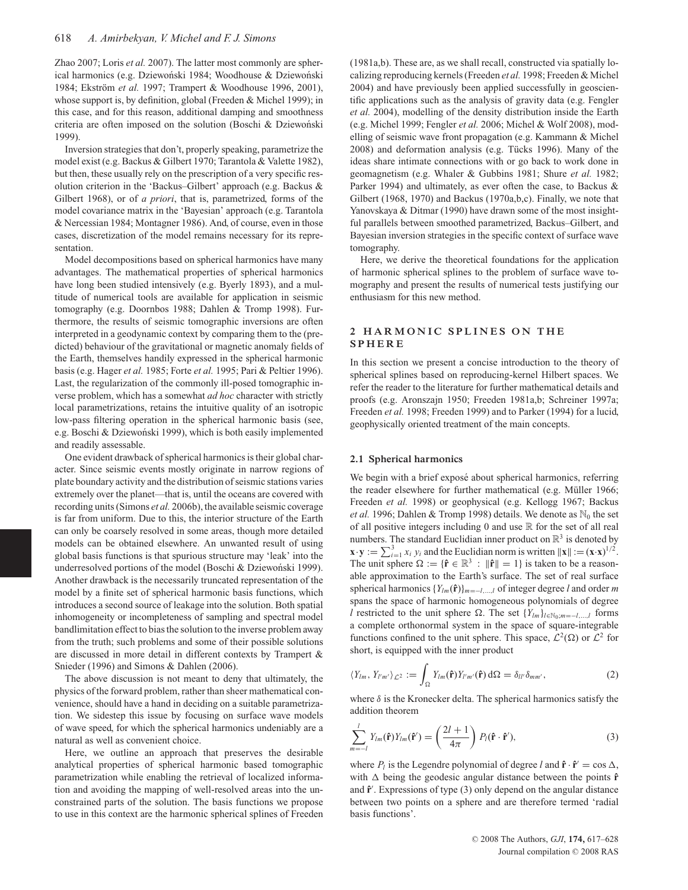Zhao 2007; Loris *et al.* 2007). The latter most commonly are spherical harmonics (e.g. Dziewoński 1984; Woodhouse & Dziewoński 1984; Ekström *et al.* 1997; Trampert & Woodhouse 1996, 2001), whose support is, by definition, global (Freeden & Michel 1999); in this case, and for this reason, additional damping and smoothness criteria are often imposed on the solution (Boschi & Dziewoński 1999).

Inversion strategies that don't, properly speaking, parametrize the model exist (e.g. Backus & Gilbert 1970; Tarantola & Valette 1982), but then, these usually rely on the prescription of a very specific resolution criterion in the 'Backus–Gilbert' approach (e.g. Backus & Gilbert 1968), or of *a priori*, that is, parametrized, forms of the model covariance matrix in the 'Bayesian' approach (e.g. Tarantola & Nercessian 1984; Montagner 1986). And, of course, even in those cases, discretization of the model remains necessary for its representation.

Model decompositions based on spherical harmonics have many advantages. The mathematical properties of spherical harmonics have long been studied intensively (e.g. Byerly 1893), and a multitude of numerical tools are available for application in seismic tomography (e.g. Doornbos 1988; Dahlen & Tromp 1998). Furthermore, the results of seismic tomographic inversions are often interpreted in a geodynamic context by comparing them to the (predicted) behaviour of the gravitational or magnetic anomaly fields of the Earth, themselves handily expressed in the spherical harmonic basis (e.g. Hager *et al.* 1985; Forte *et al.* 1995; Pari & Peltier 1996). Last, the regularization of the commonly ill-posed tomographic inverse problem, which has a somewhat *ad hoc* character with strictly local parametrizations, retains the intuitive quality of an isotropic low-pass filtering operation in the spherical harmonic basis (see, e.g. Boschi & Dziewoński 1999), which is both easily implemented and readily assessable.

One evident drawback of spherical harmonics is their global character. Since seismic events mostly originate in narrow regions of plate boundary activity and the distribution of seismic stations varies extremely over the planet—that is, until the oceans are covered with recording units (Simons *et al.* 2006b), the available seismic coverage is far from uniform. Due to this, the interior structure of the Earth can only be coarsely resolved in some areas, though more detailed models can be obtained elsewhere. An unwanted result of using global basis functions is that spurious structure may 'leak' into the underresolved portions of the model (Boschi & Dziewoński 1999). Another drawback is the necessarily truncated representation of the model by a finite set of spherical harmonic basis functions, which introduces a second source of leakage into the solution. Both spatial inhomogeneity or incompleteness of sampling and spectral model bandlimitation effect to bias the solution to the inverse problem away from the truth; such problems and some of their possible solutions are discussed in more detail in different contexts by Trampert & Snieder (1996) and Simons & Dahlen (2006).

The above discussion is not meant to deny that ultimately, the physics of the forward problem, rather than sheer mathematical convenience, should have a hand in deciding on a suitable parametrization. We sidestep this issue by focusing on surface wave models of wave speed, for which the spherical harmonics undeniably are a natural as well as convenient choice.

Here, we outline an approach that preserves the desirable analytical properties of spherical harmonic based tomographic parametrization while enabling the retrieval of localized information and avoiding the mapping of well-resolved areas into the unconstrained parts of the solution. The basis functions we propose to use in this context are the harmonic spherical splines of Freeden (1981a,b). These are, as we shall recall, constructed via spatially localizing reproducing kernels (Freeden *et al.* 1998; Freeden & Michel 2004) and have previously been applied successfully in geoscientific applications such as the analysis of gravity data (e.g. Fengler *et al.* 2004), modelling of the density distribution inside the Earth (e.g. Michel 1999; Fengler *et al.* 2006; Michel & Wolf 2008), modelling of seismic wave front propagation (e.g. Kammann & Michel 2008) and deformation analysis (e.g. Tücks 1996). Many of the ideas share intimate connections with or go back to work done in geomagnetism (e.g. Whaler & Gubbins 1981; Shure *et al.* 1982; Parker 1994) and ultimately, as ever often the case, to Backus & Gilbert (1968, 1970) and Backus (1970a,b,c). Finally, we note that Yanovskaya & Ditmar (1990) have drawn some of the most insightful parallels between smoothed parametrized, Backus–Gilbert, and Bayesian inversion strategies in the specific context of surface wave tomography.

Here, we derive the theoretical foundations for the application of harmonic spherical splines to the problem of surface wave tomography and present the results of numerical tests justifying our enthusiasm for this new method.

## 2 HARMONIC SPLINES ON THE SPHERE

In this section we present a concise introduction to the theory of spherical splines based on reproducing-kernel Hilbert spaces. We refer the reader to the literature for further mathematical details and proofs (e.g. Aronszajn 1950; Freeden 1981a,b; Schreiner 1997a; Freeden *et al.* 1998; Freeden 1999) and to Parker (1994) for a lucid, geophysically oriented treatment of the main concepts.

### 2.1 Spherical harmonics

We begin with a brief exposé about spherical harmonics, referring the reader elsewhere for further mathematical (e.g. Müller 1966; Freeden *et al.* 1998) or geophysical (e.g. Kellogg 1967; Backus *et al.* 1996; Dahlen & Tromp 1998) details. We denote as $\mathbb{N}_0$ the set of all positive integers including 0 and use $\mathbb{R}$ for the set of all real numbers. The standard Euclidian inner product on $\mathbb{R}^3$ is denoted by $\mathbf{x}\cdot\mathbf{y} := \sum_{i=1}^{3} x_i\, y_i$ and the Euclidian norm is written $\|\mathbf{x}\| := (\mathbf{x}\cdot\mathbf{x})^{1/2}$. The unit sphere $\Omega := \{\hat{\mathbf{r}} \in \mathbb{R}^3 \,:\, \|\hat{\mathbf{r}}\| = 1\}$ is taken to be a reasonable approximation to the Earth's surface. The set of real surface spherical harmonics $\{Y_{lm}(\hat{\mathbf{r}})\}_{m=-l,\ldots,l}$ of integer degree $l$ and order $m$ spans the space of harmonic homogeneous polynomials of degree $l$ restricted to the unit sphere $\Omega$. The set $\{Y_{lm}\}_{l\in\mathbb{N}_0; m=-l,\ldots,l}$ forms a complete orthonormal system in the space of square-integrable functions confined to the unit sphere. This space, $\mathcal{L}^2(\Omega)$ or $\mathcal{L}^2$ for short, is equipped with the inner product

$$\langle Y_{lm}, Y_{l'm'}\rangle_{\mathcal{L}^2} := \int_{\Omega} Y_{lm}(\hat{\mathbf{r}}) Y_{l'm'}(\hat{\mathbf{r}})\, \mathrm{d}\Omega = \delta_{ll'}\delta_{mm'}, \tag{2}$$

where $\delta$ is the Kronecker delta. The spherical harmonics satisfy the addition theorem

$$\sum_{m=-l}^{l} Y_{lm}(\hat{\mathbf{r}}) Y_{lm}(\hat{\mathbf{r}}') = \left(\frac{2l+1}{4\pi}\right) P_l(\hat{\mathbf{r}}\cdot\hat{\mathbf{r}}'), \tag{3}$$

where $P_l$ is the Legendre polynomial of degree $l$ and $\hat{\mathbf{r}}\cdot\hat{\mathbf{r}}' = \cos\Delta$, with $\Delta$ being the geodesic angular distance between the points $\hat{\mathbf{r}}$ and $\hat{\mathbf{r}}'$. Expressions of type (3) only depend on the angular distance between two points on a sphere and are therefore termed 'radial basis functions'.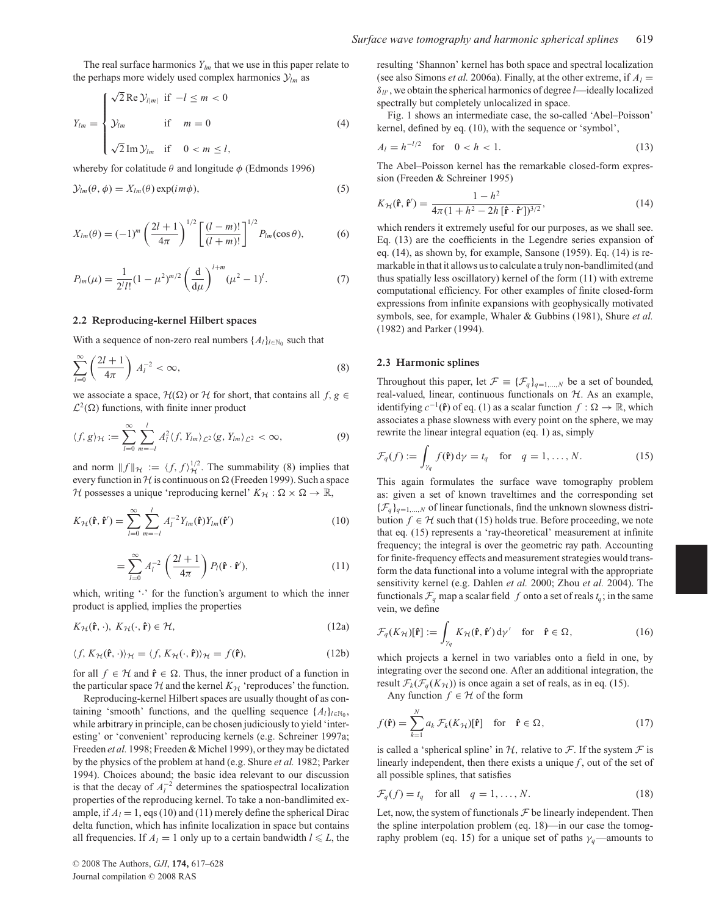The real surface harmonics $Y_{lm}$ that we use in this paper relate to the perhaps more widely used complex harmonics $\mathcal{Y}_{lm}$ as

$$Y_{lm} = \begin{cases} \sqrt{2}\,\mathrm{Re}\,\mathcal{Y}_{l|m|} & \text{if } \; -l \le m < 0 \\ \mathcal{Y}_{lm} & \text{if } \quad m = 0 \\ \sqrt{2}\,\mathrm{Im}\,\mathcal{Y}_{lm} & \text{if } \quad 0 < m \le l, \end{cases} \tag{4}$$

whereby for colatitude $\theta$ and longitude $\phi$ (Edmonds 1996)

$$\mathcal{Y}_{lm}(\theta, \phi) = X_{lm}(\theta) \exp(im\phi), \tag{5}$$

$$X_{lm}(\theta) = (-1)^m \left(\frac{2l+1}{4\pi}\right)^{1/2} \left[\frac{(l-m)!}{(l+m)!}\right]^{1/2} P_{lm}(\cos\theta), \tag{6}$$

$$P_{lm}(\mu) = \frac{1}{2^l l!}(1-\mu^2)^{m/2} \left(\frac{\mathrm{d}}{\mathrm{d}\mu}\right)^{l+m} (\mu^2 - 1)^l. \tag{7}$$

### 2.2 Reproducing-kernel Hilbert spaces

With a sequence of non-zero real numbers $\{A_l\}_{l\in\mathbb{N}_0}$ such that

$$\sum_{l=0}^{\infty} \left(\frac{2l+1}{4\pi}\right) A_l^{-2} < \infty, \tag{8}$$

we associate a space, $\mathcal{H}(\Omega)$ or $\mathcal{H}$ for short, that contains all $f, g \in \mathcal{L}^2(\Omega)$ functions, with finite inner product

$$\langle f, g\rangle_{\mathcal{H}} := \sum_{l=0}^{\infty} \sum_{m=-l}^{l} A_l^2 \langle f, Y_{lm}\rangle_{\mathcal{L}^2} \langle g, Y_{lm}\rangle_{\mathcal{L}^2} < \infty, \tag{9}$$

and norm $\|f\|_{\mathcal{H}} := \langle f, f\rangle_{\mathcal{H}}^{1/2}$. The summability (8) implies that every function in $\mathcal{H}$ is continuous on $\Omega$ (Freeden 1999). Such a space $\mathcal{H}$ possesses a unique 'reproducing kernel' $K_{\mathcal{H}} : \Omega \times \Omega \to \mathbb{R}$,

$$K_{\mathcal{H}}(\hat{\mathbf{r}}, \hat{\mathbf{r}}') = \sum_{l=0}^{\infty} \sum_{m=-l}^{l} A_l^{-2} Y_{lm}(\hat{\mathbf{r}}) Y_{lm}(\hat{\mathbf{r}}') \tag{10}$$

$$= \sum_{l=0}^{\infty} A_l^{-2} \left(\frac{2l+1}{4\pi}\right) P_l(\hat{\mathbf{r}} \cdot \hat{\mathbf{r}}'), \tag{11}$$

which, writing '$\cdot$' for the function's argument to which the inner product is applied, implies the properties

$$K_{\mathcal{H}}(\hat{\mathbf{r}}, \cdot),\; K_{\mathcal{H}}(\cdot, \hat{\mathbf{r}}) \in \mathcal{H}, \tag{12a}$$

$$\langle f, K_{\mathcal{H}}(\hat{\mathbf{r}}, \cdot)\rangle_{\mathcal{H}} = \langle f, K_{\mathcal{H}}(\cdot, \hat{\mathbf{r}})\rangle_{\mathcal{H}} = f(\hat{\mathbf{r}}), \tag{12b}$$

for all $f \in \mathcal{H}$ and $\hat{\mathbf{r}} \in \Omega$. Thus, the inner product of a function in the particular space $\mathcal{H}$ and the kernel $K_{\mathcal{H}}$ 'reproduces' the function.

Reproducing-kernel Hilbert spaces are usually thought of as containing 'smooth' functions, and the quelling sequence $\{A_l\}_{l\in\mathbb{N}_0}$, while arbitrary in principle, can be chosen judiciously to yield 'interesting' or 'convenient' reproducing kernels (e.g. Schreiner 1997a; Freeden *et al.* 1998; Freeden & Michel 1999), or they may be dictated by the physics of the problem at hand (e.g. Shure *et al.* 1982; Parker 1994). Choices abound; the basic idea relevant to our discussion is that the decay of $A_l^{-2}$ determines the spatiospectral localization properties of the reproducing kernel. To take a non-bandlimited example, if $A_l = 1$, eqs (10) and (11) merely define the spherical Dirac delta function, which has infinite localization in space but contains all frequencies. If $A_l = 1$ only up to a certain bandwidth $l \leqslant L$, the resulting 'Shannon' kernel has both space and spectral localization (see also Simons *et al.* 2006a). Finally, at the other extreme, if $A_l = \delta_{ll'}$, we obtain the spherical harmonics of degree $l$—ideally localized spectrally but completely unlocalized in space.

Fig. 1 shows an intermediate case, the so-called 'Abel–Poisson' kernel, defined by eq. (10), with the sequence or 'symbol',

$$A_l = h^{-l/2} \quad \text{for} \quad 0 < h < 1. \tag{13}$$

The Abel–Poisson kernel has the remarkable closed-form expression (Freeden & Schreiner 1995)

$$K_{\mathcal{H}}(\hat{\mathbf{r}}, \hat{\mathbf{r}}') = \frac{1 - h^2}{4\pi(1 + h^2 - 2h\,[\hat{\mathbf{r}} \cdot \hat{\mathbf{r}}'])^{3/2}}, \tag{14}$$

which renders it extremely useful for our purposes, as we shall see. Eq. (13) are the coefficients in the Legendre series expansion of eq. (14), as shown by, for example, Sansone (1959). Eq. (14) is remarkable in that it allows us to calculate a truly non-bandlimited (and thus spatially less oscillatory) kernel of the form (11) with extreme computational efficiency. For other examples of finite closed-form expressions from infinite expansions with geophysically motivated symbols, see, for example, Whaler & Gubbins (1981), Shure *et al.* (1982) and Parker (1994).

### 2.3 Harmonic splines

Throughout this paper, let $\mathcal{F} \equiv \{\mathcal{F}_q\}_{q=1,\ldots,N}$ be a set of bounded, real-valued, linear, continuous functionals on $\mathcal{H}$. As an example, identifying $c^{-1}(\hat{\mathbf{r}})$ of eq. (1) as a scalar function $f : \Omega \to \mathbb{R}$, which associates a phase slowness with every point on the sphere, we may rewrite the linear integral equation (eq. 1) as, simply

$$\mathcal{F}_q(f) := \int_{\gamma_q} f(\hat{\mathbf{r}})\,\mathrm{d}\gamma = t_q \quad \text{for} \quad q = 1, \ldots, N. \tag{15}$$

This again formulates the surface wave tomography problem as: given a set of known traveltimes and the corresponding set $\{\mathcal{F}_q\}_{q=1,\ldots,N}$ of linear functionals, find the unknown slowness distribution $f \in \mathcal{H}$ such that (15) holds true. Before proceeding, we note that eq. (15) represents a 'ray-theoretical' measurement at infinite frequency; the integral is over the geometric ray path. Accounting for finite-frequency effects and measurement strategies would transform the data functional into a volume integral with the appropriate sensitivity kernel (e.g. Dahlen *et al.* 2000; Zhou *et al.* 2004). The functionals $\mathcal{F}_q$ map a scalar field $f$ onto a set of reals $t_q$; in the same vein, we define

$$\mathcal{F}_q(K_{\mathcal{H}})[\hat{\mathbf{r}}] := \int_{\gamma_q} K_{\mathcal{H}}(\hat{\mathbf{r}}, \hat{\mathbf{r}}')\,\mathrm{d}\gamma' \quad \text{for} \quad \hat{\mathbf{r}} \in \Omega, \tag{16}$$

which projects a kernel in two variables onto a field in one, by integrating over the second one. After an additional integration, the result $\mathcal{F}_k(\mathcal{F}_q(K_{\mathcal{H}}))$ is once again a set of reals, as in eq. (15).

Any function $f \in \mathcal{H}$ of the form

$$f(\hat{\mathbf{r}}) = \sum_{k=1}^{N} a_k\, \mathcal{F}_k(K_{\mathcal{H}})[\hat{\mathbf{r}}] \quad \text{for} \quad \hat{\mathbf{r}} \in \Omega, \tag{17}$$

is called a 'spherical spline' in $\mathcal{H}$, relative to $\mathcal{F}$. If the system $\mathcal{F}$ is linearly independent, then there exists a unique $f$, out of the set of all possible splines, that satisfies

$$\mathcal{F}_q(f) = t_q \quad \text{for all} \quad q = 1, \ldots, N. \tag{18}$$

Let, now, the system of functionals $\mathcal{F}$ be linearly independent. Then the spline interpolation problem (eq. 18)—in our case the tomography problem (eq. 15) for a unique set of paths $\gamma_q$—amounts to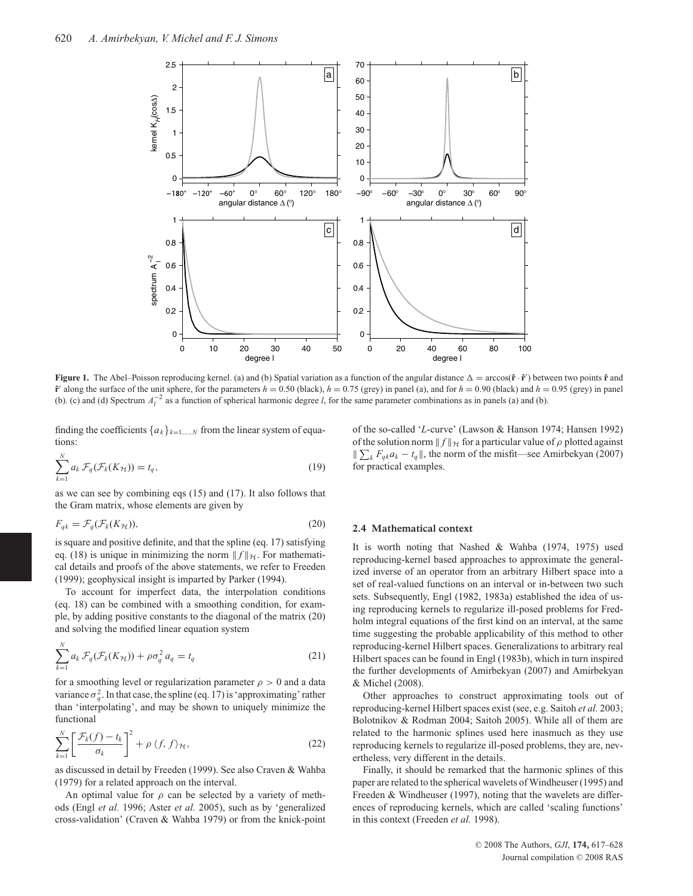**Figure 1.** The Abel–Poisson reproducing kernel. (a) and (b) Spatial variation as a function of the angular distance $\Delta = \arccos(\hat{\mathbf{r}} \cdot \hat{\mathbf{r}}')$ between two points $\hat{\mathbf{r}}$ and $\hat{\mathbf{r}}'$ along the surface of the unit sphere, for the parameters $h = 0.50$ (black), $h = 0.75$ (grey) in panel (a), and for $h = 0.90$ (black) and $h = 0.95$ (grey) in panel (b). (c) and (d) Spectrum $A_l^{-2}$ as a function of spherical harmonic degree $l$, for the same parameter combinations as in panels (a) and (b).

finding the coefficients $\{a_k\}_{k=1,\ldots,N}$ from the linear system of equations:

$$\sum_{k=1}^{N} a_k \, \mathcal{F}_q(\mathcal{F}_k(K_{\mathcal{H}})) = t_q, \tag{19}$$

as we can see by combining eqs (15) and (17). It also follows that the Gram matrix, whose elements are given by

$$F_{qk} = \mathcal{F}_q(\mathcal{F}_k(K_{\mathcal{H}})), \tag{20}$$

is square and positive definite, and that the spline (eq. 17) satisfying eq. (18) is unique in minimizing the norm $\| f \|_{\mathcal{H}}$. For mathematical details and proofs of the above statements, we refer to Freeden (1999); geophysical insight is imparted by Parker (1994).

To account for imperfect data, the interpolation conditions (eq. 18) can be combined with a smoothing condition, for example, by adding positive constants to the diagonal of the matrix (20) and solving the modified linear equation system

$$\sum_{k=1}^{N} a_k \, \mathcal{F}_q(\mathcal{F}_k(K_{\mathcal{H}})) + \rho \sigma_q^2 \, a_q = t_q \tag{21}$$

for a smoothing level or regularization parameter $\rho > 0$ and a data variance $\sigma_q^2$. In that case, the spline (eq. 17) is 'approximating' rather than 'interpolating', and may be shown to uniquely minimize the functional

$$\sum_{k=1}^{N} \left[ \frac{\mathcal{F}_k(f) - t_k}{\sigma_k} \right]^2 + \rho \, \langle f, f \rangle_{\mathcal{H}}, \tag{22}$$

as discussed in detail by Freeden (1999). See also Craven & Wahba (1979) for a related approach on the interval.

An optimal value for $\rho$ can be selected by a variety of methods (Engl *et al.* 1996; Aster *et al.* 2005), such as by 'generalized cross-validation' (Craven & Wahba 1979) or from the knick-point of the so-called '*L*-curve' (Lawson & Hanson 1974; Hansen 1992) of the solution norm $\| f \|_{\mathcal{H}}$ for a particular value of $\rho$ plotted against $\| \sum_k F_{qk} a_k - t_q \|$, the norm of the misfit—see Amirbekyan (2007) for practical examples.

### 2.4 Mathematical context

It is worth noting that Nashed & Wahba (1974, 1975) used reproducing-kernel based approaches to approximate the generalized inverse of an operator from an arbitrary Hilbert space into a set of real-valued functions on an interval or in-between two such sets. Subsequently, Engl (1982, 1983a) established the idea of using reproducing kernels to regularize ill-posed problems for Fredholm integral equations of the first kind on an interval, at the same time suggesting the probable applicability of this method to other reproducing-kernel Hilbert spaces. Generalizations to arbitrary real Hilbert spaces can be found in Engl (1983b), which in turn inspired the further developments of Amirbekyan (2007) and Amirbekyan & Michel (2008).

Other approaches to construct approximating tools out of reproducing-kernel Hilbert spaces exist (see, e.g. Saitoh *et al.* 2003; Bolotnikov & Rodman 2004; Saitoh 2005). While all of them are related to the harmonic splines used here inasmuch as they use reproducing kernels to regularize ill-posed problems, they are, nevertheless, very different in the details.

Finally, it should be remarked that the harmonic splines of this paper are related to the spherical wavelets of Windheuser (1995) and Freeden & Windheuser (1997), noting that the wavelets are differences of reproducing kernels, which are called 'scaling functions' in this context (Freeden *et al.* 1998).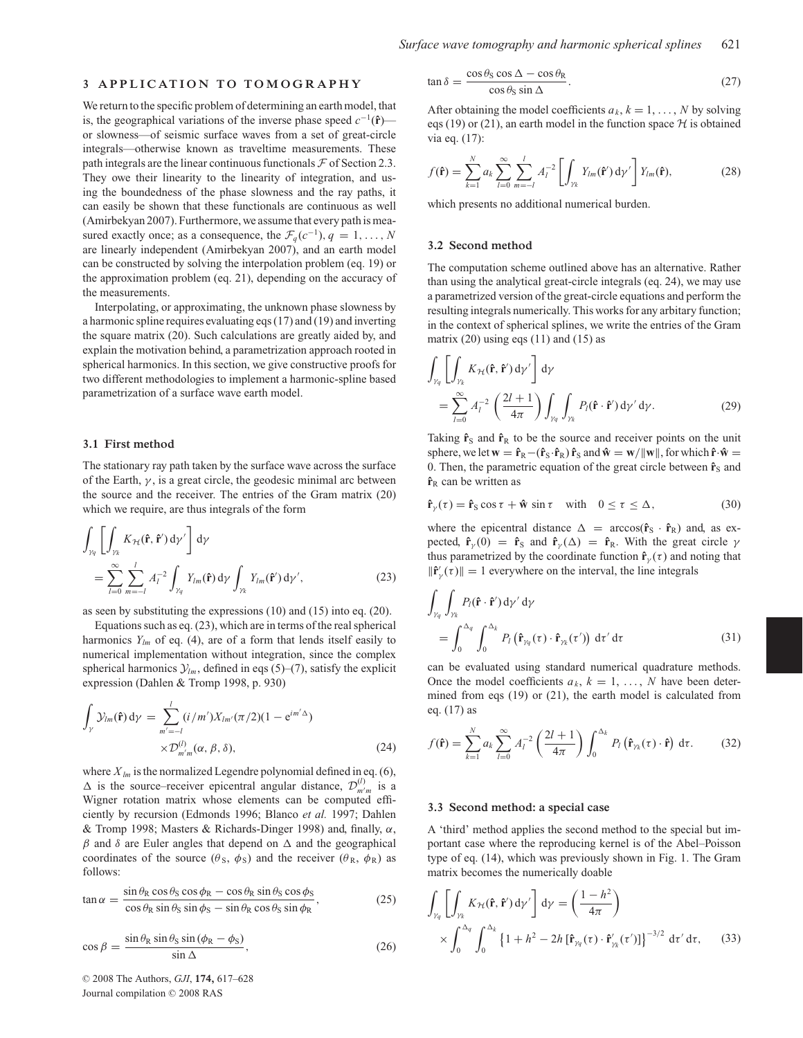## 3 APPLICATION TO TOMOGRAPHY

We return to the specific problem of determining an earth model, that is, the geographical variations of the inverse phase speed $c^{-1}(\hat{\mathbf{r}})$—or slowness—of seismic surface waves from a set of great-circle integrals—otherwise known as traveltime measurements. These path integrals are the linear continuous functionals $\mathcal{F}$ of Section 2.3. They owe their linearity to the linearity of integration, and using the boundedness of the phase slowness and the ray paths, it can easily be shown that these functionals are continuous as well (Amirbekyan 2007). Furthermore, we assume that every path is measured exactly once; as a consequence, the $\mathcal{F}_q(c^{-1})$, $q = 1, \ldots, N$ are linearly independent (Amirbekyan 2007), and an earth model can be constructed by solving the interpolation problem (eq. 19) or the approximation problem (eq. 21), depending on the accuracy of the measurements.

Interpolating, or approximating, the unknown phase slowness by a harmonic spline requires evaluating eqs (17) and (19) and inverting the square matrix (20). Such calculations are greatly aided by, and explain the motivation behind, a parametrization approach rooted in spherical harmonics. In this section, we give constructive proofs for two different methodologies to implement a harmonic-spline based parametrization of a surface wave earth model.

### 3.1 First method

The stationary ray path taken by the surface wave across the surface of the Earth, $\gamma$, is a great circle, the geodesic minimal arc between the source and the receiver. The entries of the Gram matrix (20) which we require, are thus integrals of the form

$$\int_{\gamma_q} \left[ \int_{\gamma_k} K_{\mathcal{H}}(\hat{\mathbf{r}}, \hat{\mathbf{r}}')\, \mathrm{d}\gamma' \right] \mathrm{d}\gamma = \sum_{l=0}^{\infty} \sum_{m=-l}^{l} A_l^{-2} \int_{\gamma_q} Y_{lm}(\hat{\mathbf{r}})\, \mathrm{d}\gamma \int_{\gamma_k} Y_{lm}(\hat{\mathbf{r}}')\, \mathrm{d}\gamma', \tag{23}$$

as seen by substituting the expressions (10) and (15) into eq. (20).

Equations such as eq. (23), which are in terms of the real spherical harmonics $Y_{lm}$ of eq. (4), are of a form that lends itself easily to numerical implementation without integration, since the complex spherical harmonics $\mathcal{Y}_{lm}$, defined in eqs (5)–(7), satisfy the explicit expression (Dahlen & Tromp 1998, p. 930)

$$\int_{\gamma} \mathcal{Y}_{lm}(\hat{\mathbf{r}})\, \mathrm{d}\gamma = \sum_{m'=-l}^{l} (i/m') X_{lm'}(\pi/2)(1 - \mathrm{e}^{im'\Delta}) \times \mathcal{D}_{m'm}^{(l)}(\alpha, \beta, \delta), \tag{24}$$

where $X_{lm}$ is the normalized Legendre polynomial defined in eq. (6), $\Delta$ is the source–receiver epicentral angular distance, $\mathcal{D}_{m'm}^{(l)}$ is a Wigner rotation matrix whose elements can be computed efficiently by recursion (Edmonds 1996; Blanco *et al.* 1997; Dahlen & Tromp 1998; Masters & Richards-Dinger 1998) and, finally, $\alpha$, $\beta$ and $\delta$ are Euler angles that depend on $\Delta$ and the geographical coordinates of the source $(\theta_S, \phi_S)$ and the receiver $(\theta_R, \phi_R)$ as follows:

$$\tan\alpha = \frac{\sin\theta_R \cos\theta_S \cos\phi_R - \cos\theta_R \sin\theta_S \cos\phi_S}{\cos\theta_R \sin\theta_S \sin\phi_S - \sin\theta_R \cos\theta_S \sin\phi_R}, \tag{25}$$

$$\cos\beta = \frac{\sin\theta_R \sin\theta_S \sin(\phi_R - \phi_S)}{\sin\Delta}, \tag{26}$$

$$\tan\delta = \frac{\cos\theta_S \cos\Delta - \cos\theta_R}{\cos\theta_S \sin\Delta}. \tag{27}$$

After obtaining the model coefficients $a_k$, $k = 1, \ldots, N$ by solving eqs (19) or (21), an earth model in the function space $\mathcal{H}$ is obtained via eq. (17):

$$f(\hat{\mathbf{r}}) = \sum_{k=1}^{N} a_k \sum_{l=0}^{\infty} \sum_{m=-l}^{l} A_l^{-2} \left[ \int_{\gamma_k} Y_{lm}(\hat{\mathbf{r}}')\, \mathrm{d}\gamma' \right] Y_{lm}(\hat{\mathbf{r}}), \tag{28}$$

which presents no additional numerical burden.

### 3.2 Second method

The computation scheme outlined above has an alternative. Rather than using the analytical great-circle integrals (eq. 24), we may use a parametrized version of the great-circle equations and perform the resulting integrals numerically. This works for any arbitary function; in the context of spherical splines, we write the entries of the Gram matrix (20) using eqs (11) and (15) as

$$\int_{\gamma_q} \left[ \int_{\gamma_k} K_{\mathcal{H}}(\hat{\mathbf{r}}, \hat{\mathbf{r}}')\, \mathrm{d}\gamma' \right] \mathrm{d}\gamma = \sum_{l=0}^{\infty} A_l^{-2} \left( \frac{2l+1}{4\pi} \right) \int_{\gamma_q} \int_{\gamma_k} P_l(\hat{\mathbf{r}} \cdot \hat{\mathbf{r}}')\, \mathrm{d}\gamma'\, \mathrm{d}\gamma. \tag{29}$$

Taking $\hat{\mathbf{r}}_S$ and $\hat{\mathbf{r}}_R$ to be the source and receiver points on the unit sphere, we let $\mathbf{w} = \hat{\mathbf{r}}_R - (\hat{\mathbf{r}}_S \cdot \hat{\mathbf{r}}_R)\, \hat{\mathbf{r}}_S$ and $\hat{\mathbf{w}} = \mathbf{w}/\|\mathbf{w}\|$, for which $\hat{\mathbf{r}} \cdot \hat{\mathbf{w}} = 0$. Then, the parametric equation of the great circle between $\hat{\mathbf{r}}_S$ and $\hat{\mathbf{r}}_R$ can be written as

$$\hat{\mathbf{r}}_\gamma(\tau) = \hat{\mathbf{r}}_S \cos\tau + \hat{\mathbf{w}} \sin\tau \quad \text{with} \quad 0 \le \tau \le \Delta, \tag{30}$$

where the epicentral distance $\Delta = \arccos(\hat{\mathbf{r}}_S \cdot \hat{\mathbf{r}}_R)$ and, as expected, $\hat{\mathbf{r}}_\gamma(0) = \hat{\mathbf{r}}_S$ and $\hat{\mathbf{r}}_\gamma(\Delta) = \hat{\mathbf{r}}_R$. With the great circle $\gamma$ thus parametrized by the coordinate function $\hat{\mathbf{r}}_\gamma(\tau)$ and noting that $\|\hat{\mathbf{r}}'_\gamma(\tau)\| = 1$ everywhere on the interval, the line integrals

$$\int_{\gamma_q} \int_{\gamma_k} P_l(\hat{\mathbf{r}} \cdot \hat{\mathbf{r}}')\, \mathrm{d}\gamma'\, \mathrm{d}\gamma = \int_0^{\Delta_q} \int_0^{\Delta_k} P_l\left(\hat{\mathbf{r}}_{\gamma_q}(\tau) \cdot \hat{\mathbf{r}}_{\gamma_k}(\tau')\right) \mathrm{d}\tau'\, \mathrm{d}\tau \tag{31}$$

can be evaluated using standard numerical quadrature methods. Once the model coefficients $a_k$, $k = 1, \ldots, N$ have been determined from eqs (19) or (21), the earth model is calculated from eq. (17) as

$$f(\hat{\mathbf{r}}) = \sum_{k=1}^{N} a_k \sum_{l=0}^{\infty} A_l^{-2} \left( \frac{2l+1}{4\pi} \right) \int_0^{\Delta_k} P_l\left(\hat{\mathbf{r}}_{\gamma_k}(\tau) \cdot \hat{\mathbf{r}}\right) \mathrm{d}\tau. \tag{32}$$

### 3.3 Second method: a special case

A 'third' method applies the second method to the special but important case where the reproducing kernel is of the Abel–Poisson type of eq. (14), which was previously shown in Fig. 1. The Gram matrix becomes the numerically doable

$$\int_{\gamma_q} \left[ \int_{\gamma_k} K_{\mathcal{H}}(\hat{\mathbf{r}}, \hat{\mathbf{r}}')\, \mathrm{d}\gamma' \right] \mathrm{d}\gamma = \left( \frac{1-h^2}{4\pi} \right) \times \int_0^{\Delta_q} \int_0^{\Delta_k} \left\{ 1 + h^2 - 2h \left[ \hat{\mathbf{r}}_{\gamma_q}(\tau) \cdot \hat{\mathbf{r}}'_{\gamma_k}(\tau') \right] \right\}^{-3/2} \mathrm{d}\tau'\, \mathrm{d}\tau, \tag{33}$$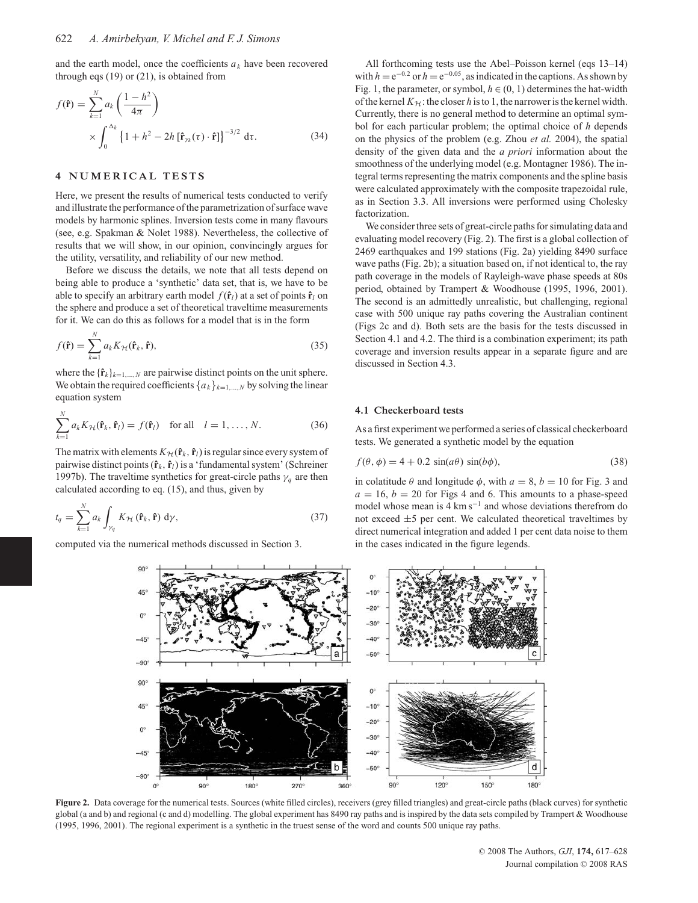and the earth model, once the coefficients $a_k$ have been recovered through eqs (19) or (21), is obtained from

$$f(\hat{\mathbf{r}}) = \sum_{k=1}^{N} a_k \left(\frac{1-h^2}{4\pi}\right) \times \int_0^{\Delta_k} \left\{1 + h^2 - 2h\left[\hat{\mathbf{r}}_{\gamma_k}(\tau)\cdot\hat{\mathbf{r}}\right]\right\}^{-3/2} \, \mathrm{d}\tau. \tag{34}$$

## 4 NUMERICAL TESTS

Here, we present the results of numerical tests conducted to verify and illustrate the performance of the parametrization of surface wave models by harmonic splines. Inversion tests come in many flavours (see, e.g. Spakman & Nolet 1988). Nevertheless, the collective of results that we will show, in our opinion, convincingly argues for the utility, versatility, and reliability of our new method.

Before we discuss the details, we note that all tests depend on being able to produce a 'synthetic' data set, that is, we have to be able to specify an arbitrary earth model $f(\hat{\mathbf{r}}_l)$ at a set of points $\hat{\mathbf{r}}_l$ on the sphere and produce a set of theoretical traveltime measurements for it. We can do this as follows for a model that is in the form

$$f(\hat{\mathbf{r}}) = \sum_{k=1}^{N} a_k K_{\mathcal{H}}(\hat{\mathbf{r}}_k, \hat{\mathbf{r}}), \tag{35}$$

where the $\{\hat{\mathbf{r}}_k\}_{k=1,\ldots,N}$ are pairwise distinct points on the unit sphere. We obtain the required coefficients $\{a_k\}_{k=1,\ldots,N}$ by solving the linear equation system

$$\sum_{k=1}^{N} a_k K_{\mathcal{H}}(\hat{\mathbf{r}}_k, \hat{\mathbf{r}}_l) = f(\hat{\mathbf{r}}_l) \quad \text{for all} \quad l = 1, \ldots, N. \tag{36}$$

The matrix with elements $K_{\mathcal{H}}(\hat{\mathbf{r}}_k, \hat{\mathbf{r}}_l)$ is regular since every system of pairwise distinct points $(\hat{\mathbf{r}}_k, \hat{\mathbf{r}}_l)$ is a 'fundamental system' (Schreiner 1997b). The traveltime synthetics for great-circle paths $\gamma_q$ are then calculated according to eq. (15), and thus, given by

$$t_q = \sum_{k=1}^{N} a_k \int_{\gamma_q} K_{\mathcal{H}}(\hat{\mathbf{r}}_k, \hat{\mathbf{r}}) \, \mathrm{d}\gamma, \tag{37}$$

computed via the numerical methods discussed in Section 3.

All forthcoming tests use the Abel–Poisson kernel (eqs 13–14) with $h = \mathrm{e}^{-0.2}$ or $h = \mathrm{e}^{-0.05}$, as indicated in the captions. As shown by Fig. 1, the parameter, or symbol, $h \in (0, 1)$ determines the hat-width of the kernel $K_{\mathcal{H}}$: the closer $h$ is to 1, the narrower is the kernel width. Currently, there is no general method to determine an optimal symbol for each particular problem; the optimal choice of $h$ depends on the physics of the problem (e.g. Zhou *et al.* 2004), the spatial density of the given data and the *a priori* information about the smoothness of the underlying model (e.g. Montagner 1986). The integral terms representing the matrix components and the spline basis were calculated approximately with the composite trapezoidal rule, as in Section 3.3. All inversions were performed using Cholesky factorization.

We consider three sets of great-circle paths for simulating data and evaluating model recovery (Fig. 2). The first is a global collection of 2469 earthquakes and 199 stations (Fig. 2a) yielding 8490 surface wave paths (Fig. 2b); a situation based on, if not identical to, the ray path coverage in the models of Rayleigh-wave phase speeds at 80s period, obtained by Trampert & Woodhouse (1995, 1996, 2001). The second is an admittedly unrealistic, but challenging, regional case with 500 unique ray paths covering the Australian continent (Figs 2c and d). Both sets are the basis for the tests discussed in Section 4.1 and 4.2. The third is a combination experiment; its path coverage and inversion results appear in a separate figure and are discussed in Section 4.3.

### 4.1 Checkerboard tests

As a first experiment we performed a series of classical checkerboard tests. We generated a synthetic model by the equation

$$f(\theta, \phi) = 4 + 0.2\, \sin(a\theta)\, \sin(b\phi), \tag{38}$$

in colatitude $\theta$ and longitude $\phi$, with $a = 8$, $b = 10$ for Fig. 3 and $a = 16$, $b = 20$ for Figs 4 and 6. This amounts to a phase-speed model whose mean is 4 km s$^{-1}$ and whose deviations therefrom do not exceed $\pm 5$ per cent. We calculated theoretical traveltimes by direct numerical integration and added 1 per cent data noise to them in the cases indicated in the figure legends.

**Figure 2.** Data coverage for the numerical tests. Sources (white filled circles), receivers (grey filled triangles) and great-circle paths (black curves) for synthetic global (a and b) and regional (c and d) modelling. The global experiment has 8490 ray paths and is inspired by the data sets compiled by Trampert & Woodhouse (1995, 1996, 2001). The regional experiment is a synthetic in the truest sense of the word and counts 500 unique ray paths.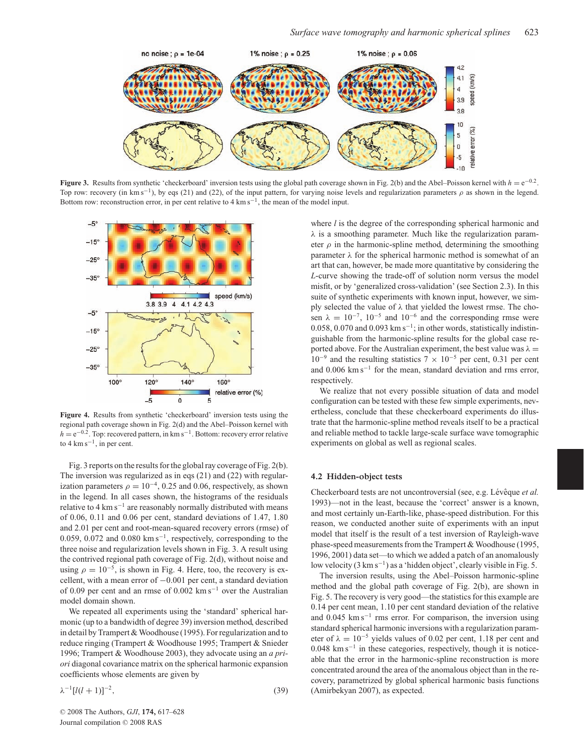**Figure 3.** Results from synthetic 'checkerboard' inversion tests using the global path coverage shown in Fig. 2(b) and the Abel–Poisson kernel with $h = e^{-0.2}$. Top row: recovery (in km s$^{-1}$), by eqs (21) and (22), of the input pattern, for varying noise levels and regularization parameters $\rho$ as shown in the legend. Bottom row: reconstruction error, in per cent relative to 4 km s$^{-1}$, the mean of the model input.

**Figure 4.** Results from synthetic 'checkerboard' inversion tests using the regional path coverage shown in Fig. 2(d) and the Abel–Poisson kernel with $h = e^{-0.2}$. Top: recovered pattern, in km s$^{-1}$. Bottom: recovery error relative to 4 km s$^{-1}$, in per cent.

Fig. 3 reports on the results for the global ray coverage of Fig. 2(b). The inversion was regularized as in eqs (21) and (22) with regularization parameters $\rho = 10^{-4}$, 0.25 and 0.06, respectively, as shown in the legend. In all cases shown, the histograms of the residuals relative to 4 km s$^{-1}$ are reasonably normally distributed with means of 0.06, 0.11 and 0.06 per cent, standard deviations of 1.47, 1.80 and 2.01 per cent and root-mean-squared recovery errors (rmse) of 0.059, 0.072 and 0.080 km s$^{-1}$, respectively, corresponding to the three noise and regularization levels shown in Fig. 3. A result using the contrived regional path coverage of Fig. 2(d), without noise and using $\rho = 10^{-5}$, is shown in Fig. 4. Here, too, the recovery is excellent, with a mean error of $-0.001$ per cent, a standard deviation of 0.09 per cent and an rmse of 0.002 km s$^{-1}$ over the Australian model domain shown.

We repeated all experiments using the 'standard' spherical harmonic (up to a bandwidth of degree 39) inversion method, described in detail by Trampert & Woodhouse (1995). For regularization and to reduce ringing (Trampert & Woodhouse 1995; Trampert & Snieder 1996; Trampert & Woodhouse 2003), they advocate using an *a priori* diagonal covariance matrix on the spherical harmonic expansion coefficients whose elements are given by

$$\lambda^{-1}[l(l+1)]^{-2}, \tag{39}$$

where $l$ is the degree of the corresponding spherical harmonic and $\lambda$ is a smoothing parameter. Much like the regularization parameter $\rho$ in the harmonic-spline method, determining the smoothing parameter $\lambda$ for the spherical harmonic method is somewhat of an art that can, however, be made more quantitative by considering the *L*-curve showing the trade-off of solution norm versus the model misfit, or by 'generalized cross-validation' (see Section 2.3). In this suite of synthetic experiments with known input, however, we simply selected the value of $\lambda$ that yielded the lowest rmse. The chosen $\lambda = 10^{-7}$, $10^{-5}$ and $10^{-6}$ and the corresponding rmse were 0.058, 0.070 and 0.093 km s$^{-1}$; in other words, statistically indistinguishable from the harmonic-spline results for the global case reported above. For the Australian experiment, the best value was $\lambda = 10^{-9}$ and the resulting statistics $7 \times 10^{-5}$ per cent, 0.31 per cent and 0.006 km s$^{-1}$ for the mean, standard deviation and rms error, respectively.

We realize that not every possible situation of data and model configuration can be tested with these few simple experiments, nevertheless, conclude that these checkerboard experiments do illustrate that the harmonic-spline method reveals itself to be a practical and reliable method to tackle large-scale surface wave tomographic experiments on global as well as regional scales.

### 4.2 Hidden-object tests

Checkerboard tests are not uncontroversial (see, e.g. Lévêque *et al.* 1993)—not in the least, because the 'correct' answer is a known, and most certainly un-Earth-like, phase-speed distribution. For this reason, we conducted another suite of experiments with an input model that itself is the result of a test inversion of Rayleigh-wave phase-speed measurements from the Trampert & Woodhouse (1995, 1996, 2001) data set—to which we added a patch of an anomalously low velocity (3 km s$^{-1}$) as a 'hidden object', clearly visible in Fig. 5.

The inversion results, using the Abel–Poisson harmonic-spline method and the global path coverage of Fig. 2(b), are shown in Fig. 5. The recovery is very good—the statistics for this example are 0.14 per cent mean, 1.10 per cent standard deviation of the relative and 0.045 km s$^{-1}$ rms error. For comparison, the inversion using standard spherical harmonic inversions with a regularization parameter of $\lambda = 10^{-5}$ yields values of 0.02 per cent, 1.18 per cent and 0.048 km s$^{-1}$ in these categories, respectively, though it is noticeable that the error in the harmonic-spline reconstruction is more concentrated around the area of the anomalous object than in the recovery, parametrized by global spherical harmonic basis functions (Amirbekyan 2007), as expected.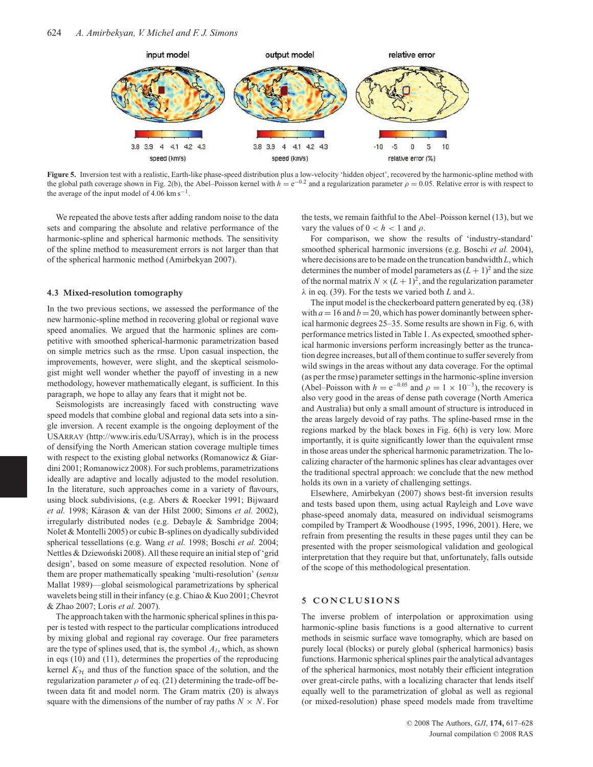**Figure 5.** Inversion test with a realistic, Earth-like phase-speed distribution plus a low-velocity 'hidden object', recovered by the harmonic-spline method with the global path coverage shown in Fig. 2(b), the Abel–Poisson kernel with $h = e^{-0.2}$ and a regularization parameter $\rho = 0.05$. Relative error is with respect to the average of the input model of 4.06 km s$^{-1}$.

We repeated the above tests after adding random noise to the data sets and comparing the absolute and relative performance of the harmonic-spline and spherical harmonic methods. The sensitivity of the spline method to measurement errors is not larger than that of the spherical harmonic method (Amirbekyan 2007).

### 4.3 Mixed-resolution tomography

In the two previous sections, we assessed the performance of the new harmonic-spline method in recovering global or regional wave speed anomalies. We argued that the harmonic splines are competitive with smoothed spherical-harmonic parametrization based on simple metrics such as the rmse. Upon casual inspection, the improvements, however, were slight, and the skeptical seismologist might well wonder whether the payoff of investing in a new methodology, however mathematically elegant, is sufficient. In this paragraph, we hope to allay any fears that it might not be.

Seismologists are increasingly faced with constructing wave speed models that combine global and regional data sets into a single inversion. A recent example is the ongoing deployment of the USArray (http://www.iris.edu/USArray), which is in the process of densifying the North American station coverage multiple times with respect to the existing global networks (Romanowicz & Giardini 2001; Romanowicz 2008). For such problems, parametrizations ideally are adaptive and locally adjusted to the model resolution. In the literature, such approaches come in a variety of flavours, using block subdivisions, (e.g. Abers & Roecker 1991; Bijwaard *et al.* 1998; Kárason & van der Hilst 2000; Simons *et al.* 2002), irregularly distributed nodes (e.g. Debayle & Sambridge 2004; Nolet & Montelli 2005) or cubic B-splines on dyadically subdivided spherical tessellations (e.g. Wang *et al.* 1998; Boschi *et al.* 2004; Nettles & Dziewoński 2008). All these require an initial step of 'grid design', based on some measure of expected resolution. None of them are proper mathematically speaking 'multi-resolution' (*sensu* Mallat 1989)—global seismological parametrizations by spherical wavelets being still in their infancy (e.g. Chiao & Kuo 2001; Chevrot & Zhao 2007; Loris *et al.* 2007).

The approach taken with the harmonic spherical splines in this paper is tested with respect to the particular complications introduced by mixing global and regional ray coverage. Our free parameters are the type of splines used, that is, the symbol $A_l$, which, as shown in eqs (10) and (11), determines the properties of the reproducing kernel $K_{\mathcal{H}}$ and thus of the function space of the solution, and the regularization parameter $\rho$ of eq. (21) determining the trade-off between data fit and model norm. The Gram matrix (20) is always square with the dimensions of the number of ray paths $N \times N$. For the tests, we remain faithful to the Abel–Poisson kernel (13), but we vary the values of $0 < h < 1$ and $\rho$.

For comparison, we show the results of 'industry-standard' smoothed spherical harmonic inversions (e.g. Boschi *et al.* 2004), where decisions are to be made on the truncation bandwidth $L$, which determines the number of model parameters as $(L+1)^2$ and the size of the normal matrix $N \times (L+1)^2$, and the regularization parameter $\lambda$ in eq. (39). For the tests we varied both $L$ and $\lambda$.

The input model is the checkerboard pattern generated by eq. (38) with $a = 16$ and $b = 20$, which has power dominantly between spherical harmonic degrees 25–35. Some results are shown in Fig. 6, with performance metrics listed in Table 1. As expected, smoothed spherical harmonic inversions perform increasingly better as the truncation degree increases, but all of them continue to suffer severely from wild swings in the areas without any data coverage. For the optimal (as per the rmse) parameter settings in the harmonic-spline inversion (Abel–Poisson with $h = e^{-0.05}$ and $\rho = 1 \times 10^{-3}$), the recovery is also very good in the areas of dense path coverage (North America and Australia) but only a small amount of structure is introduced in the areas largely devoid of ray paths. The spline-based rmse in the regions marked by the black boxes in Fig. 6(h) is very low. More importantly, it is quite significantly lower than the equivalent rmse in those areas under the spherical harmonic parametrization. The localizing character of the harmonic splines has clear advantages over the traditional spectral approach: we conclude that the new method holds its own in a variety of challenging settings.

Elsewhere, Amirbekyan (2007) shows best-fit inversion results and tests based upon them, using actual Rayleigh and Love wave phase-speed anomaly data, measured on individual seismograms compiled by Trampert & Woodhouse (1995, 1996, 2001). Here, we refrain from presenting the results in these pages until they can be presented with the proper seismological validation and geological interpretation that they require but that, unfortunately, falls outside of the scope of this methodological presentation.

## 5 CONCLUSIONS

The inverse problem of interpolation or approximation using harmonic-spline basis functions is a good alternative to current methods in seismic surface wave tomography, which are based on purely local (blocks) or purely global (spherical harmonics) basis functions. Harmonic spherical splines pair the analytical advantages of the spherical harmonics, most notably their efficient integration over great-circle paths, with a localizing character that lends itself equally well to the parametrization of global as well as regional (or mixed-resolution) phase speed models made from traveltime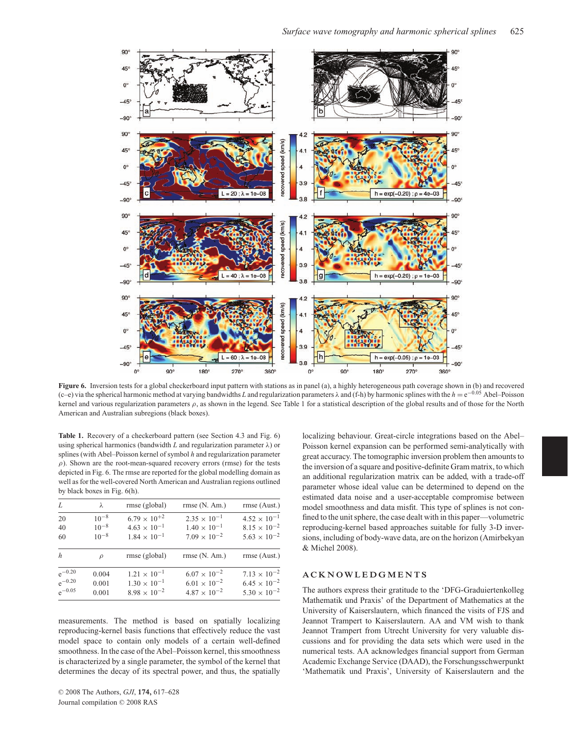**Figure 6.** Inversion tests for a global checkerboard input pattern with stations as in panel (a), a highly heterogeneous path coverage shown in (b) and recovered (c–e) via the spherical harmonic method at varying bandwidths $L$ and regularization parameters $\lambda$ and (f-h) by harmonic splines with the $h = e^{-0.05}$ Abel–Poisson kernel and various regularization parameters $\rho$, as shown in the legend. See Table 1 for a statistical description of the global results and of those for the North American and Australian subregions (black boxes).

**Table 1.** Recovery of a checkerboard pattern (see Section 4.3 and Fig. 6) using spherical harmonics (bandwidth $L$ and regularization parameter $\lambda$) or splines (with Abel–Poisson kernel of symbol $h$ and regularization parameter $\rho$). Shown are the root-mean-squared recovery errors (rmse) for the tests depicted in Fig. 6. The rmse are reported for the global modelling domain as well as for the well-covered North American and Australian regions outlined by black boxes in Fig. 6(h).

| $L$ | $\lambda$ | rmse (global) | rmse (N. Am.) | rmse (Aust.) |
|---|---|---|---|---|
| 20 | $10^{-8}$ | $6.79 \times 10^{+2}$ | $2.35 \times 10^{-1}$ | $4.52 \times 10^{-1}$ |
| 40 | $10^{-8}$ | $4.63 \times 10^{-1}$ | $1.40 \times 10^{-1}$ | $8.15 \times 10^{-2}$ |
| 60 | $10^{-8}$ | $1.84 \times 10^{-1}$ | $7.09 \times 10^{-2}$ | $5.63 \times 10^{-2}$ |
| $h$ | $\rho$ | rmse (global) | rmse (N. Am.) | rmse (Aust.) |
| $e^{-0.20}$ | 0.004 | $1.21 \times 10^{-1}$ | $6.07 \times 10^{-2}$ | $7.13 \times 10^{-2}$ |
| $e^{-0.20}$ | 0.001 | $1.30 \times 10^{-1}$ | $6.01 \times 10^{-2}$ | $6.45 \times 10^{-2}$ |
| $e^{-0.05}$ | 0.001 | $8.98 \times 10^{-2}$ | $4.87 \times 10^{-2}$ | $5.30 \times 10^{-2}$ |

measurements. The method is based on spatially localizing reproducing-kernel basis functions that effectively reduce the vast model space to contain only models of a certain well-defined smoothness. In the case of the Abel–Poisson kernel, this smoothness is characterized by a single parameter, the symbol of the kernel that determines the decay of its spectral power, and thus, the spatially localizing behaviour. Great-circle integrations based on the Abel–Poisson kernel expansion can be performed semi-analytically with great accuracy. The tomographic inversion problem then amounts to the inversion of a square and positive-definite Gram matrix, to which an additional regularization matrix can be added, with a trade-off parameter whose ideal value can be determined to depend on the estimated data noise and a user-acceptable compromise between model smoothness and data misfit. This type of splines is not confined to the unit sphere, the case dealt with in this paper—volumetric reproducing-kernel based approaches suitable for fully 3-D inversions, including of body-wave data, are on the horizon (Amirbekyan & Michel 2008).

## ACKNOWLEDGMENTS

The authors express their gratitude to the 'DFG-Graduiertenkolleg Mathematik und Praxis' of the Department of Mathematics at the University of Kaiserslautern, which financed the visits of FJS and Jeannot Trampert to Kaiserslautern. AA and VM wish to thank Jeannot Trampert from Utrecht University for very valuable discussions and for providing the data sets which were used in the numerical tests. AA acknowledges financial support from German Academic Exchange Service (DAAD), the Forschungsschwerpunkt 'Mathematik und Praxis', University of Kaiserslautern and the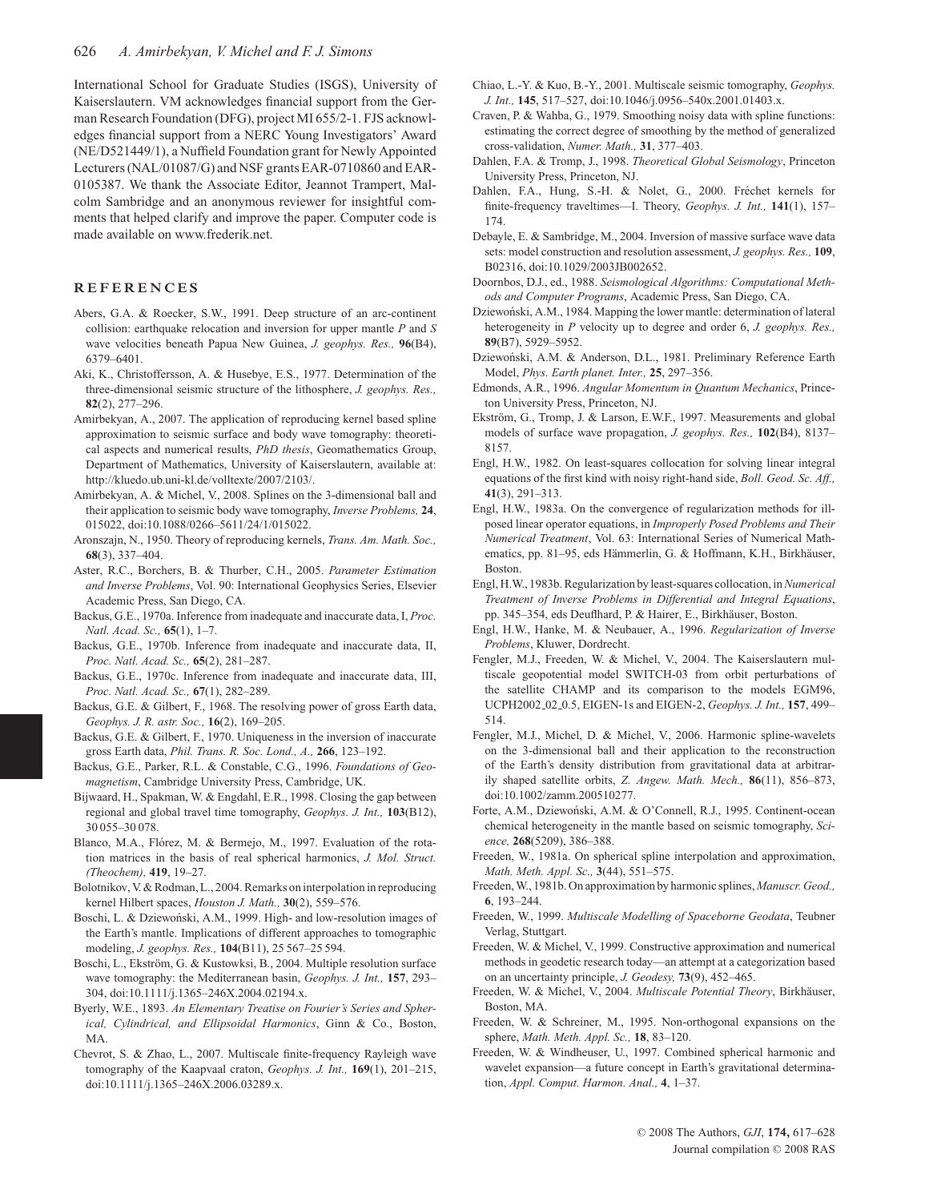International School for Graduate Studies (ISGS), University of Kaiserslautern. VM acknowledges financial support from the German Research Foundation (DFG), project MI 655/2-1. FJS acknowledges financial support from a NERC Young Investigators' Award (NE/D521449/1), a Nuffield Foundation grant for Newly Appointed Lecturers (NAL/01087/G) and NSF grants EAR-0710860 and EAR-0105387. We thank the Associate Editor, Jeannot Trampert, Malcolm Sambridge and an anonymous reviewer for insightful comments that helped clarify and improve the paper. Computer code is made available on www.frederik.net.

## REFERENCES

Abers, G.A. & Roecker, S.W., 1991. Deep structure of an arc-continent collision: earthquake relocation and inversion for upper mantle *P* and *S* wave velocities beneath Papua New Guinea, *J. geophys. Res.,* **96**(B4), 6379–6401.

Aki, K., Christoffersson, A. & Husebye, E.S., 1977. Determination of the three-dimensional seismic structure of the lithosphere, *J. geophys. Res.,* **82**(2), 277–296.

Amirbekyan, A., 2007. The application of reproducing kernel based spline approximation to seismic surface and body wave tomography: theoretical aspects and numerical results, *PhD thesis*, Geomathematics Group, Department of Mathematics, University of Kaiserslautern, available at: http://kluedo.ub.uni-kl.de/volltexte/2007/2103/.

Amirbekyan, A. & Michel, V., 2008. Splines on the 3-dimensional ball and their application to seismic body wave tomography, *Inverse Problems,* **24**, 015022, doi:10.1088/0266–5611/24/1/015022.

Aronszajn, N., 1950. Theory of reproducing kernels, *Trans. Am. Math. Soc.,* **68**(3), 337–404.

Aster, R.C., Borchers, B. & Thurber, C.H., 2005. *Parameter Estimation and Inverse Problems*, Vol. 90: International Geophysics Series, Elsevier Academic Press, San Diego, CA.

Backus, G.E., 1970a. Inference from inadequate and inaccurate data, I, *Proc. Natl. Acad. Sc.,* **65**(1), 1–7.

Backus, G.E., 1970b. Inference from inadequate and inaccurate data, II, *Proc. Natl. Acad. Sc.,* **65**(2), 281–287.

Backus, G.E., 1970c. Inference from inadequate and inaccurate data, III, *Proc. Natl. Acad. Sc.,* **67**(1), 282–289.

Backus, G.E. & Gilbert, F., 1968. The resolving power of gross Earth data, *Geophys. J. R. astr. Soc.,* **16**(2), 169–205.

Backus, G.E. & Gilbert, F., 1970. Uniqueness in the inversion of inaccurate gross Earth data, *Phil. Trans. R. Soc. Lond., A.,* **266**, 123–192.

Backus, G.E., Parker, R.L. & Constable, C.G., 1996. *Foundations of Geomagnetism*, Cambridge University Press, Cambridge, UK.

Bijwaard, H., Spakman, W. & Engdahl, E.R., 1998. Closing the gap between regional and global travel time tomography, *Geophys. J. Int.,* **103**(B12), 30 055–30 078.

Blanco, M.A., Flórez, M. & Bermejo, M., 1997. Evaluation of the rotation matrices in the basis of real spherical harmonics, *J. Mol. Struct. (Theochem),* **419**, 19–27.

Bolotnikov, V. & Rodman, L., 2004. Remarks on interpolation in reproducing kernel Hilbert spaces, *Houston J. Math.,* **30**(2), 559–576.

Boschi, L. & Dziewoński, A.M., 1999. High- and low-resolution images of the Earth's mantle. Implications of different approaches to tomographic modeling, *J. geophys. Res.,* **104**(B11), 25 567–25 594.

Boschi, L., Ekström, G. & Kustowksi, B., 2004. Multiple resolution surface wave tomography: the Mediterranean basin, *Geophys. J. Int.,* **157**, 293–304, doi:10.1111/j.1365–246X.2004.02194.x.

Byerly, W.E., 1893. *An Elementary Treatise on Fourier's Series and Spherical, Cylindrical, and Ellipsoidal Harmonics*, Ginn & Co., Boston, MA.

Chevrot, S. & Zhao, L., 2007. Multiscale finite-frequency Rayleigh wave tomography of the Kaapvaal craton, *Geophys. J. Int.,* **169**(1), 201–215, doi:10.1111/j.1365–246X.2006.03289.x.

Chiao, L.-Y. & Kuo, B.-Y., 2001. Multiscale seismic tomography, *Geophys. J. Int.,* **145**, 517–527, doi:10.1046/j.0956–540x.2001.01403.x.

Craven, P. & Wahba, G., 1979. Smoothing noisy data with spline functions: estimating the correct degree of smoothing by the method of generalized cross-validation, *Numer. Math.,* **31**, 377–403.

Dahlen, F.A. & Tromp, J., 1998. *Theoretical Global Seismology*, Princeton University Press, Princeton, NJ.

Dahlen, F.A., Hung, S.-H. & Nolet, G., 2000. Fréchet kernels for finite-frequency traveltimes—I. Theory, *Geophys. J. Int.,* **141**(1), 157–174.

Debayle, E. & Sambridge, M., 2004. Inversion of massive surface wave data sets: model construction and resolution assessment, *J. geophys. Res.,* **109**, B02316, doi:10.1029/2003JB002652.

Doornbos, D.J., ed., 1988. *Seismological Algorithms: Computational Methods and Computer Programs*, Academic Press, San Diego, CA.

Dziewoński, A.M., 1984. Mapping the lower mantle: determination of lateral heterogeneity in *P* velocity up to degree and order 6, *J. geophys. Res.,* **89**(B7), 5929–5952.

Dziewoński, A.M. & Anderson, D.L., 1981. Preliminary Reference Earth Model, *Phys. Earth planet. Inter.,* **25**, 297–356.

Edmonds, A.R., 1996. *Angular Momentum in Quantum Mechanics*, Princeton University Press, Princeton, NJ.

Ekström, G., Tromp, J. & Larson, E.W.F., 1997. Measurements and global models of surface wave propagation, *J. geophys. Res.,* **102**(B4), 8137–8157.

Engl, H.W., 1982. On least-squares collocation for solving linear integral equations of the first kind with noisy right-hand side, *Boll. Geod. Sc. Aff.,* **41**(3), 291–313.

Engl, H.W., 1983a. On the convergence of regularization methods for ill-posed linear operator equations, in *Improperly Posed Problems and Their Numerical Treatment*, Vol. 63: International Series of Numerical Mathematics, pp. 81–95, eds Hämmerlin, G. & Hoffmann, K.H., Birkhäuser, Boston.

Engl, H.W., 1983b. Regularization by least-squares collocation, in *Numerical Treatment of Inverse Problems in Differential and Integral Equations*, pp. 345–354, eds Deuflhard, P. & Hairer, E., Birkhäuser, Boston.

Engl, H.W., Hanke, M. & Neubauer, A., 1996. *Regularization of Inverse Problems*, Kluwer, Dordrecht.

Fengler, M.J., Freeden, W. & Michel, V., 2004. The Kaiserslautern multiscale geopotential model SWITCH-03 from orbit perturbations of the satellite CHAMP and its comparison to the models EGM96, UCPH2002_02_0.5, EIGEN-1s and EIGEN-2, *Geophys. J. Int.,* **157**, 499–514.

Fengler, M.J., Michel, D. & Michel, V., 2006. Harmonic spline-wavelets on the 3-dimensional ball and their application to the reconstruction of the Earth's density distribution from gravitational data at arbitrarily shaped satellite orbits, *Z. Angew. Math. Mech.,* **86**(11), 856–873, doi:10.1002/zamm.200510277.

Forte, A.M., Dziewoński, A.M. & O'Connell, R.J., 1995. Continent-ocean chemical heterogeneity in the mantle based on seismic tomography, *Science,* **268**(5209), 386–388.

Freeden, W., 1981a. On spherical spline interpolation and approximation, *Math. Meth. Appl. Sc.,* **3**(44), 551–575.

Freeden, W., 1981b. On approximation by harmonic splines, *Manuscr. Geod.,* **6**, 193–244.

Freeden, W., 1999. *Multiscale Modelling of Spaceborne Geodata*, Teubner Verlag, Stuttgart.

Freeden, W. & Michel, V., 1999. Constructive approximation and numerical methods in geodetic research today—an attempt at a categorization based on an uncertainty principle, *J. Geodesy,* **73**(9), 452–465.

Freeden, W. & Michel, V., 2004. *Multiscale Potential Theory*, Birkhäuser, Boston, MA.

Freeden, W. & Schreiner, M., 1995. Non-orthogonal expansions on the sphere, *Math. Meth. Appl. Sc.,* **18**, 83–120.

Freeden, W. & Windheuser, U., 1997. Combined spherical harmonic and wavelet expansion—a future concept in Earth's gravitational determination, *Appl. Comput. Harmon. Anal.,* **4**, 1–37.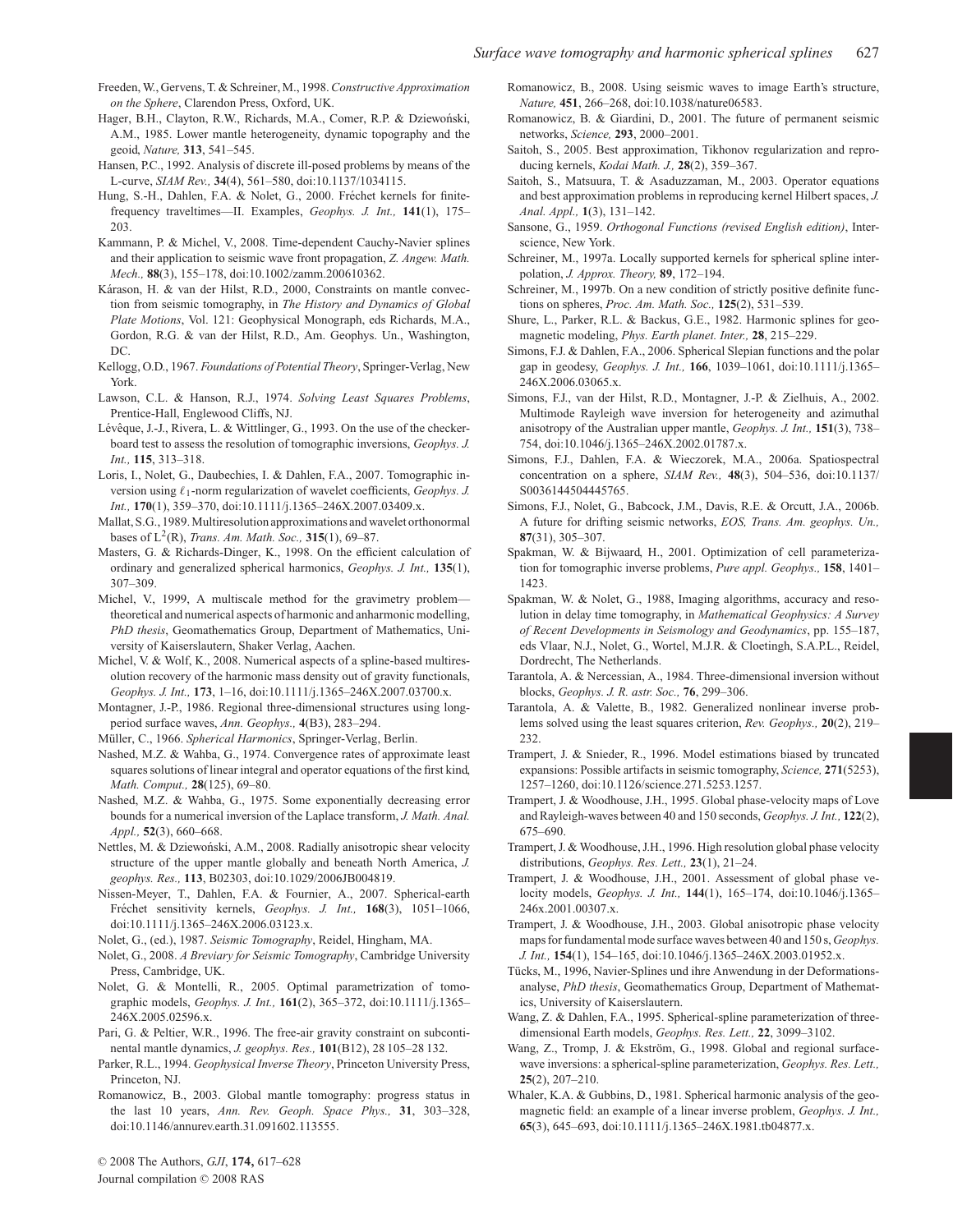Freeden, W., Gervens, T. & Schreiner, M., 1998. *Constructive Approximation on the Sphere*, Clarendon Press, Oxford, UK.

Hager, B.H., Clayton, R.W., Richards, M.A., Comer, R.P. & Dziewoński, A.M., 1985. Lower mantle heterogeneity, dynamic topography and the geoid, *Nature,* **313**, 541–545.

Hansen, P.C., 1992. Analysis of discrete ill-posed problems by means of the L-curve, *SIAM Rev.,* **34**(4), 561–580, doi:10.1137/1034115.

Hung, S.-H., Dahlen, F.A. & Nolet, G., 2000. Fréchet kernels for finite-frequency traveltimes—II. Examples, *Geophys. J. Int.,* **141**(1), 175–203.

Kammann, P. & Michel, V., 2008. Time-dependent Cauchy-Navier splines and their application to seismic wave front propagation, *Z. Angew. Math. Mech.,* **88**(3), 155–178, doi:10.1002/zamm.200610362.

Kárason, H. & van der Hilst, R.D., 2000, Constraints on mantle convection from seismic tomography, in *The History and Dynamics of Global Plate Motions*, Vol. 121: Geophysical Monograph, eds Richards, M.A., Gordon, R.G. & van der Hilst, R.D., Am. Geophys. Un., Washington, DC.

Kellogg, O.D., 1967. *Foundations of Potential Theory*, Springer-Verlag, New York.

Lawson, C.L. & Hanson, R.J., 1974. *Solving Least Squares Problems*, Prentice-Hall, Englewood Cliffs, NJ.

Lévêque, J.-J., Rivera, L. & Wittlinger, G., 1993. On the use of the checker-board test to assess the resolution of tomographic inversions, *Geophys. J. Int.,* **115**, 313–318.

Loris, I., Nolet, G., Daubechies, I. & Dahlen, F.A., 2007. Tomographic inversion using $\ell_1$-norm regularization of wavelet coefficients, *Geophys. J. Int.,* **170**(1), 359–370, doi:10.1111/j.1365–246X.2007.03409.x.

Mallat, S.G., 1989. Multiresolution approximations and wavelet orthonormal bases of $L^2(R)$, *Trans. Am. Math. Soc.,* **315**(1), 69–87.

Masters, G. & Richards-Dinger, K., 1998. On the efficient calculation of ordinary and generalized spherical harmonics, *Geophys. J. Int.,* **135**(1), 307–309.

Michel, V., 1999, A multiscale method for the gravimetry problem—theoretical and numerical aspects of harmonic and anharmonic modelling, *PhD thesis*, Geomathematics Group, Department of Mathematics, University of Kaiserslautern, Shaker Verlag, Aachen.

Michel, V. & Wolf, K., 2008. Numerical aspects of a spline-based multiresolution recovery of the harmonic mass density out of gravity functionals, *Geophys. J. Int.,* **173**, 1–16, doi:10.1111/j.1365–246X.2007.03700.x.

Montagner, J.-P., 1986. Regional three-dimensional structures using long-period surface waves, *Ann. Geophys.,* **4**(B3), 283–294.

Müller, C., 1966. *Spherical Harmonics*, Springer-Verlag, Berlin.

Nashed, M.Z. & Wahba, G., 1974. Convergence rates of approximate least squares solutions of linear integral and operator equations of the first kind, *Math. Comput.,* **28**(125), 69–80.

Nashed, M.Z. & Wahba, G., 1975. Some exponentially decreasing error bounds for a numerical inversion of the Laplace transform, *J. Math. Anal. Appl.,* **52**(3), 660–668.

Nettles, M. & Dziewoński, A.M., 2008. Radially anisotropic shear velocity structure of the upper mantle globally and beneath North America, *J. geophys. Res.,* **113**, B02303, doi:10.1029/2006JB004819.

Nissen-Meyer, T., Dahlen, F.A. & Fournier, A., 2007. Spherical-earth Fréchet sensitivity kernels, *Geophys. J. Int.,* **168**(3), 1051–1066, doi:10.1111/j.1365–246X.2006.03123.x.

Nolet, G., (ed.), 1987. *Seismic Tomography*, Reidel, Hingham, MA.

Nolet, G., 2008. *A Breviary for Seismic Tomography*, Cambridge University Press, Cambridge, UK.

Nolet, G. & Montelli, R., 2005. Optimal parametrization of tomographic models, *Geophys. J. Int.,* **161**(2), 365–372, doi:10.1111/j.1365–246X.2005.02596.x.

Pari, G. & Peltier, W.R., 1996. The free-air gravity constraint on subcontinental mantle dynamics, *J. geophys. Res.,* **101**(B12), 28 105–28 132.

Parker, R.L., 1994. *Geophysical Inverse Theory*, Princeton University Press, Princeton, NJ.

Romanowicz, B., 2003. Global mantle tomography: progress status in the last 10 years, *Ann. Rev. Geoph. Space Phys.,* **31**, 303–328, doi:10.1146/annurev.earth.31.091602.113555.

Romanowicz, B., 2008. Using seismic waves to image Earth's structure, *Nature,* **451**, 266–268, doi:10.1038/nature06583.

Romanowicz, B. & Giardini, D., 2001. The future of permanent seismic networks, *Science,* **293**, 2000–2001.

Saitoh, S., 2005. Best approximation, Tikhonov regularization and reproducing kernels, *Kodai Math. J.,* **28**(2), 359–367.

Saitoh, S., Matsuura, T. & Asaduzzaman, M., 2003. Operator equations and best approximation problems in reproducing kernel Hilbert spaces, *J. Anal. Appl.,* **1**(3), 131–142.

Sansone, G., 1959. *Orthogonal Functions (revised English edition)*, Interscience, New York.

Schreiner, M., 1997a. Locally supported kernels for spherical spline interpolation, *J. Approx. Theory,* **89**, 172–194.

Schreiner, M., 1997b. On a new condition of strictly positive definite functions on spheres, *Proc. Am. Math. Soc.,* **125**(2), 531–539.

Shure, L., Parker, R.L. & Backus, G.E., 1982. Harmonic splines for geomagnetic modeling, *Phys. Earth planet. Inter.,* **28**, 215–229.

Simons, F.J. & Dahlen, F.A., 2006. Spherical Slepian functions and the polar gap in geodesy, *Geophys. J. Int.,* **166**, 1039–1061, doi:10.1111/j.1365–246X.2006.03065.x.

Simons, F.J., van der Hilst, R.D., Montagner, J.-P. & Zielhuis, A., 2002. Multimode Rayleigh wave inversion for heterogeneity and azimuthal anisotropy of the Australian upper mantle, *Geophys. J. Int.,* **151**(3), 738–754, doi:10.1046/j.1365–246X.2002.01787.x.

Simons, F.J., Dahlen, F.A. & Wieczorek, M.A., 2006a. Spatiospectral concentration on a sphere, *SIAM Rev.,* **48**(3), 504–536, doi:10.1137/S0036144504445765.

Simons, F.J., Nolet, G., Babcock, J.M., Davis, R.E. & Orcutt, J.A., 2006b. A future for drifting seismic networks, *EOS, Trans. Am. geophys. Un.,* **87**(31), 305–307.

Spakman, W. & Bijwaard, H., 2001. Optimization of cell parameterization for tomographic inverse problems, *Pure appl. Geophys.,* **158**, 1401–1423.

Spakman, W. & Nolet, G., 1988, Imaging algorithms, accuracy and resolution in delay time tomography, in *Mathematical Geophysics: A Survey of Recent Developments in Seismology and Geodynamics*, pp. 155–187, eds Vlaar, N.J., Nolet, G., Wortel, M.J.R. & Cloetingh, S.A.P.L., Reidel, Dordrecht, The Netherlands.

Tarantola, A. & Nercessian, A., 1984. Three-dimensional inversion without blocks, *Geophys. J. R. astr. Soc.,* **76**, 299–306.

Tarantola, A. & Valette, B., 1982. Generalized nonlinear inverse problems solved using the least squares criterion, *Rev. Geophys.,* **20**(2), 219–232.

Trampert, J. & Snieder, R., 1996. Model estimations biased by truncated expansions: Possible artifacts in seismic tomography, *Science,* **271**(5253), 1257–1260, doi:10.1126/science.271.5253.1257.

Trampert, J. & Woodhouse, J.H., 1995. Global phase-velocity maps of Love and Rayleigh-waves between 40 and 150 seconds, *Geophys. J. Int.,* **122**(2), 675–690.

Trampert, J. & Woodhouse, J.H., 1996. High resolution global phase velocity distributions, *Geophys. Res. Lett.,* **23**(1), 21–24.

Trampert, J. & Woodhouse, J.H., 2001. Assessment of global phase velocity models, *Geophys. J. Int.,* **144**(1), 165–174, doi:10.1046/j.1365–246x.2001.00307.x.

Trampert, J. & Woodhouse, J.H., 2003. Global anisotropic phase velocity maps for fundamental mode surface waves between 40 and 150 s, *Geophys. J. Int.,* **154**(1), 154–165, doi:10.1046/j.1365–246X.2003.01952.x.

Tücks, M., 1996, Navier-Splines und ihre Anwendung in der Deformationsanalyse, *PhD thesis*, Geomathematics Group, Department of Mathematics, University of Kaiserslautern.

Wang, Z. & Dahlen, F.A., 1995. Spherical-spline parameterization of three-dimensional Earth models, *Geophys. Res. Lett.,* **22**, 3099–3102.

Wang, Z., Tromp, J. & Ekström, G., 1998. Global and regional surface-wave inversions: a spherical-spline parameterization, *Geophys. Res. Lett.,* **25**(2), 207–210.

Whaler, K.A. & Gubbins, D., 1981. Spherical harmonic analysis of the geomagnetic field: an example of a linear inverse problem, *Geophys. J. Int.,* **65**(3), 645–693, doi:10.1111/j.1365–246X.1981.tb04877.x.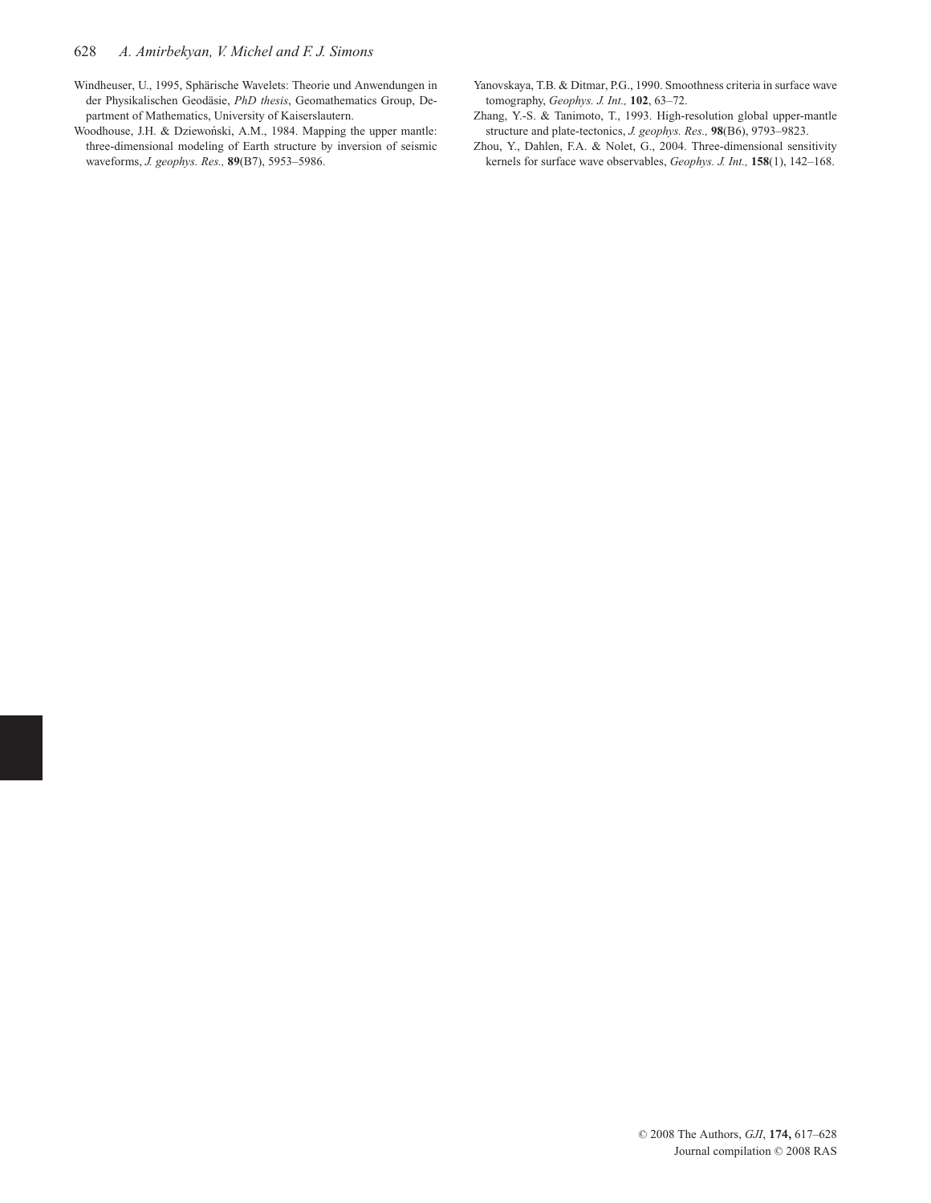Windheuser, U., 1995, Sphärische Wavelets: Theorie und Anwendungen in der Physikalischen Geodäsie, *PhD thesis*, Geomathematics Group, Department of Mathematics, University of Kaiserslautern.

Woodhouse, J.H. & Dziewoński, A.M., 1984. Mapping the upper mantle: three-dimensional modeling of Earth structure by inversion of seismic waveforms, *J. geophys. Res.,* **89**(B7), 5953–5986.

Yanovskaya, T.B. & Ditmar, P.G., 1990. Smoothness criteria in surface wave tomography, *Geophys. J. Int.,* **102**, 63–72.

Zhang, Y.-S. & Tanimoto, T., 1993. High-resolution global upper-mantle structure and plate-tectonics, *J. geophys. Res.,* **98**(B6), 9793–9823.

Zhou, Y., Dahlen, F.A. & Nolet, G., 2004. Three-dimensional sensitivity kernels for surface wave observables, *Geophys. J. Int.,* **158**(1), 142–168.